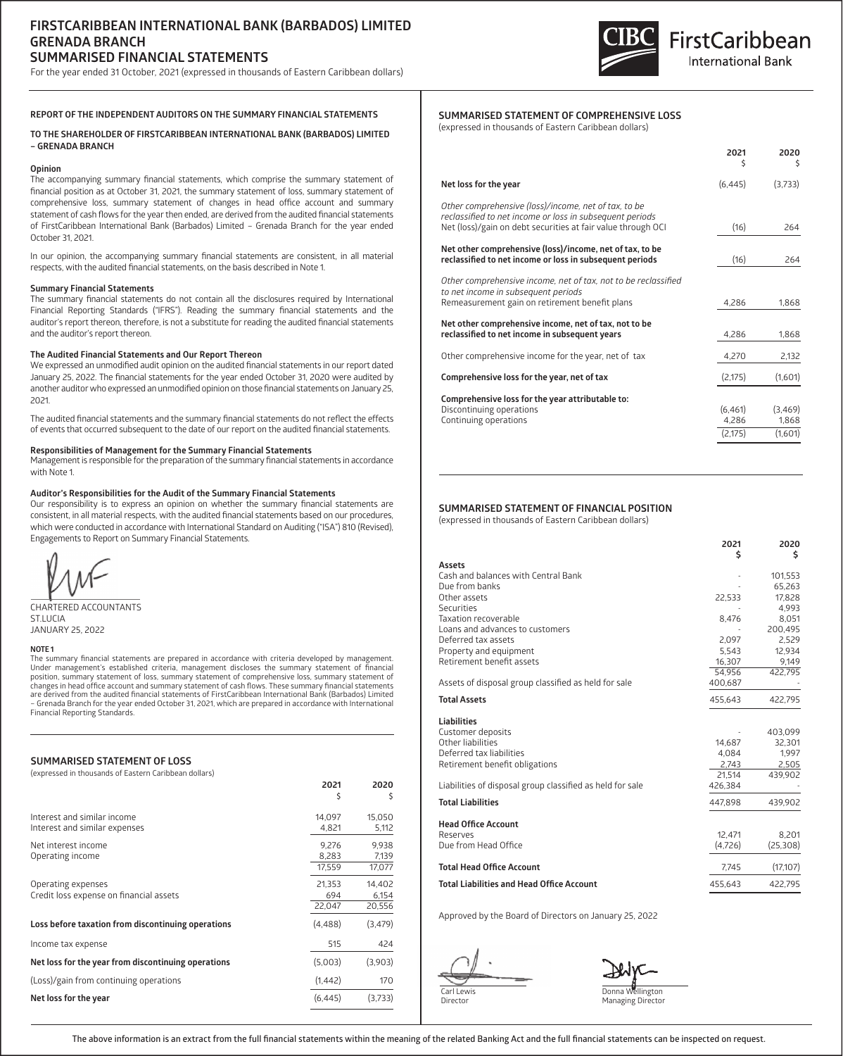# FIRSTCARIBBEAN INTERNATIONAL BANK (BARBADOS) LIMITED
# GRENADA BRANCH
# SUMMARISED FINANCIAL STATEMENTS

For the year ended 31 October, 2021 (expressed in thousands of Eastern Caribbean dollars)

CIBC FirstCaribbean International Bank

### REPORT OF THE INDEPENDENT AUDITORS ON THE SUMMARY FINANCIAL STATEMENTS

### TO THE SHAREHOLDER OF FIRSTCARIBBEAN INTERNATIONAL BANK (BARBADOS) LIMITED – GRENADA BRANCH

**Opinion**

The accompanying summary financial statements, which comprise the summary statement of financial position as at October 31, 2021, the summary statement of loss, summary statement of comprehensive loss, summary statement of changes in head office account and summary statement of cash flows for the year then ended, are derived from the audited financial statements of FirstCaribbean International Bank (Barbados) Limited – Grenada Branch for the year ended October 31, 2021.

In our opinion, the accompanying summary financial statements are consistent, in all material respects, with the audited financial statements, on the basis described in Note 1.

**Summary Financial Statements**

The summary financial statements do not contain all the disclosures required by International Financial Reporting Standards ("IFRS"). Reading the summary financial statements and the auditor's report thereon, therefore, is not a substitute for reading the audited financial statements and the auditor's report thereon.

**The Audited Financial Statements and Our Report Thereon**

We expressed an unmodified audit opinion on the audited financial statements in our report dated January 25, 2022. The financial statements for the year ended October 31, 2020 were audited by another auditor who expressed an unmodified opinion on those financial statements on January 25, 2021.

The audited financial statements and the summary financial statements do not reflect the effects of events that occurred subsequent to the date of our report on the audited financial statements.

**Responsibilities of Management for the Summary Financial Statements**

Management is responsible for the preparation of the summary financial statements in accordance with Note 1.

**Auditor's Responsibilities for the Audit of the Summary Financial Statements**

Our responsibility is to express an opinion on whether the summary financial statements are consistent, in all material respects, with the audited financial statements based on our procedures, which were conducted in accordance with International Standard on Auditing ("ISA") 810 (Revised), Engagements to Report on Summary Financial Statements.

CHARTERED ACCOUNTANTS
ST.LUCIA
JANUARY 25, 2022

**NOTE 1**

The summary financial statements are prepared in accordance with criteria developed by management. Under management's established criteria, management discloses the summary statement of financial position, summary statement of loss, summary statement of comprehensive loss, summary statement of changes in head office account and summary statement of cash flows. These summary financial statements are derived from the audited financial statements of FirstCaribbean International Bank (Barbados) Limited – Grenada Branch for the year ended October 31, 2021, which are prepared in accordance with International Financial Reporting Standards.

### SUMMARISED STATEMENT OF LOSS

(expressed in thousands of Eastern Caribbean dollars)

| | 2021 $ | 2020 $ |
|---|---|---|
| Interest and similar income | 14,097 | 15,050 |
| Interest and similar expenses | 4,821 | 5,112 |
| Net interest income | 9,276 | 9,938 |
| Operating income | 8,283 | 7,139 |
| | 17,559 | 17,077 |
| Operating expenses | 21,353 | 14,402 |
| Credit loss expense on financial assets | 694 | 6,154 |
| | 22,047 | 20,556 |
| **Loss before taxation from discontinuing operations** | (4,488) | (3,479) |
| Income tax expense | 515 | 424 |
| **Net loss for the year from discontinuing operations** | (5,003) | (3,903) |
| (Loss)/gain from continuing operations | (1,442) | 170 |
| **Net loss for the year** | (6,445) | (3,733) |

### SUMMARISED STATEMENT OF COMPREHENSIVE LOSS

(expressed in thousands of Eastern Caribbean dollars)

| | 2021 $ | 2020 $ |
|---|---|---|
| **Net loss for the year** | (6,445) | (3,733) |
| *Other comprehensive (loss)/income, net of tax, to be reclassified to net income or loss in subsequent periods* | | |
| Net (loss)/gain on debt securities at fair value through OCI | (16) | 264 |
| **Net other comprehensive (loss)/income, net of tax, to be reclassified to net income or loss in subsequent periods** | (16) | 264 |
| *Other comprehensive income, net of tax, not to be reclassified to net income in subsequent periods* | | |
| Remeasurement gain on retirement benefit plans | 4,286 | 1,868 |
| **Net other comprehensive income, net of tax, not to be reclassified to net income in subsequent years** | 4,286 | 1,868 |
| Other comprehensive income for the year, net of tax | 4,270 | 2,132 |
| **Comprehensive loss for the year, net of tax** | (2,175) | (1,601) |
| **Comprehensive loss for the year attributable to:** | | |
| Discontinuing operations | (6,461) | (3,469) |
| Continuing operations | 4,286 | 1,868 |
| | (2,175) | (1,601) |

### SUMMARISED STATEMENT OF FINANCIAL POSITION

(expressed in thousands of Eastern Caribbean dollars)

| | 2021 $ | 2020 $ |
|---|---|---|
| **Assets** | | |
| Cash and balances with Central Bank | - | 101,553 |
| Due from banks | - | 65,263 |
| Other assets | 22,533 | 17,828 |
| Securities | - | 4,993 |
| Taxation recoverable | 8,476 | 8,051 |
| Loans and advances to customers | - | 200,495 |
| Deferred tax assets | 2,097 | 2,529 |
| Property and equipment | 5,543 | 12,934 |
| Retirement benefit assets | 16,307 | 9,149 |
| | 54,956 | 422,795 |
| Assets of disposal group classified as held for sale | 400,687 | - |
| **Total Assets** | 455,643 | 422,795 |
| **Liabilities** | | |
| Customer deposits | - | 403,099 |
| Other liabilities | 14,687 | 32,301 |
| Deferred tax liabilities | 4,084 | 1,997 |
| Retirement benefit obligations | 2,743 | 2,505 |
| | 21,514 | 439,902 |
| Liabilities of disposal group classified as held for sale | 426,384 | - |
| **Total Liabilities** | 447,898 | 439,902 |
| **Head Office Account** | | |
| Reserves | 12,471 | 8,201 |
| Due from Head Office | (4,726) | (25,308) |
| **Total Head Office Account** | 7,745 | (17,107) |
| **Total Liabilities and Head Office Account** | 455,643 | 422,795 |

Approved by the Board of Directors on January 25, 2022

Carl Lewis
Director

Donna Wellington
Managing Director

The above information is an extract from the full financial statements within the meaning of the related Banking Act and the full financial statements can be inspected on request.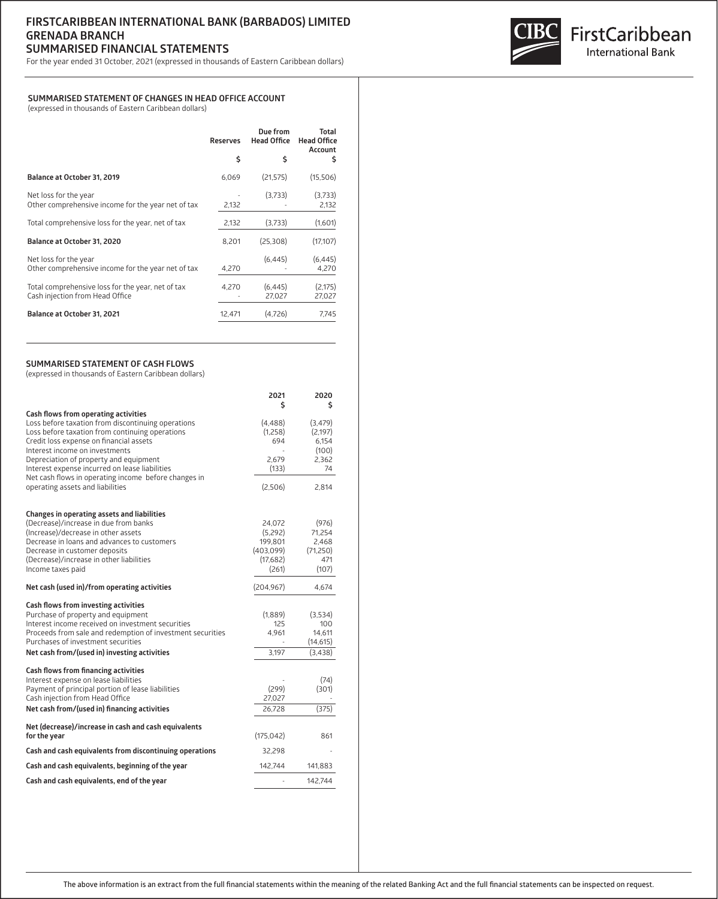# FIRSTCARIBBEAN INTERNATIONAL BANK (BARBADOS) LIMITED
## GRENADA BRANCH
## SUMMARISED FINANCIAL STATEMENTS

For the year ended 31 October, 2021 (expressed in thousands of Eastern Caribbean dollars)

### SUMMARISED STATEMENT OF CHANGES IN HEAD OFFICE ACCOUNT

(expressed in thousands of Eastern Caribbean dollars)

| | Reserves | Due from Head Office | Total Head Office Account |
|---|---|---|---|
| | $ | $ | $ |
| **Balance at October 31, 2019** | 6,069 | (21,575) | (15,506) |
| Net loss for the year | - | (3,733) | (3,733) |
| Other comprehensive income for the year net of tax | 2,132 | - | 2,132 |
| Total comprehensive loss for the year, net of tax | 2,132 | (3,733) | (1,601) |
| **Balance at October 31, 2020** | 8,201 | (25,308) | (17,107) |
| Net loss for the year | | (6,445) | (6,445) |
| Other comprehensive income for the year net of tax | 4,270 | - | 4,270 |
| Total comprehensive loss for the year, net of tax | 4,270 | (6,445) | (2,175) |
| Cash injection from Head Office | - | 27,027 | 27,027 |
| **Balance at October 31, 2021** | 12,471 | (4,726) | 7,745 |

### SUMMARISED STATEMENT OF CASH FLOWS

(expressed in thousands of Eastern Caribbean dollars)

| | 2021 | 2020 |
|---|---|---|
| | $ | $ |
| **Cash flows from operating activities** | | |
| Loss before taxation from discontinuing operations | (4,488) | (3,479) |
| Loss before taxation from continuing operations | (1,258) | (2,197) |
| Credit loss expense on financial assets | 694 | 6,154 |
| Interest income on investments | - | (100) |
| Depreciation of property and equipment | 2,679 | 2,362 |
| Interest expense incurred on lease liabilities | (133) | 74 |
| Net cash flows in operating income before changes in operating assets and liabilities | (2,506) | 2,814 |
| **Changes in operating assets and liabilities** | | |
| (Decrease)/increase in due from banks | 24,072 | (976) |
| (Increase)/decrease in other assets | (5,292) | 71,254 |
| Decrease in loans and advances to customers | 199,801 | 2,468 |
| Decrease in customer deposits | (403,099) | (71,250) |
| (Decrease)/increase in other liabilities | (17,682) | 471 |
| Income taxes paid | (261) | (107) |
| **Net cash (used in)/from operating activities** | (204,967) | 4,674 |
| **Cash flows from investing activities** | | |
| Purchase of property and equipment | (1,889) | (3,534) |
| Interest income received on investment securities | 125 | 100 |
| Proceeds from sale and redemption of investment securities | 4,961 | 14,611 |
| Purchases of investment securities | - | (14,615) |
| **Net cash from/(used in) investing activities** | 3,197 | (3,438) |
| **Cash flows from financing activities** | | |
| Interest expense on lease liabilities | - | (74) |
| Payment of principal portion of lease liabilities | (299) | (301) |
| Cash injection from Head Office | 27,027 | - |
| **Net cash from/(used in) financing activities** | 26,728 | (375) |
| **Net (decrease)/increase in cash and cash equivalents for the year** | (175,042) | 861 |
| **Cash and cash equivalents from discontinuing operations** | 32,298 | - |
| **Cash and cash equivalents, beginning of the year** | 142,744 | 141,883 |
| **Cash and cash equivalents, end of the year** | - | 142,744 |

The above information is an extract from the full financial statements within the meaning of the related Banking Act and the full financial statements can be inspected on request.